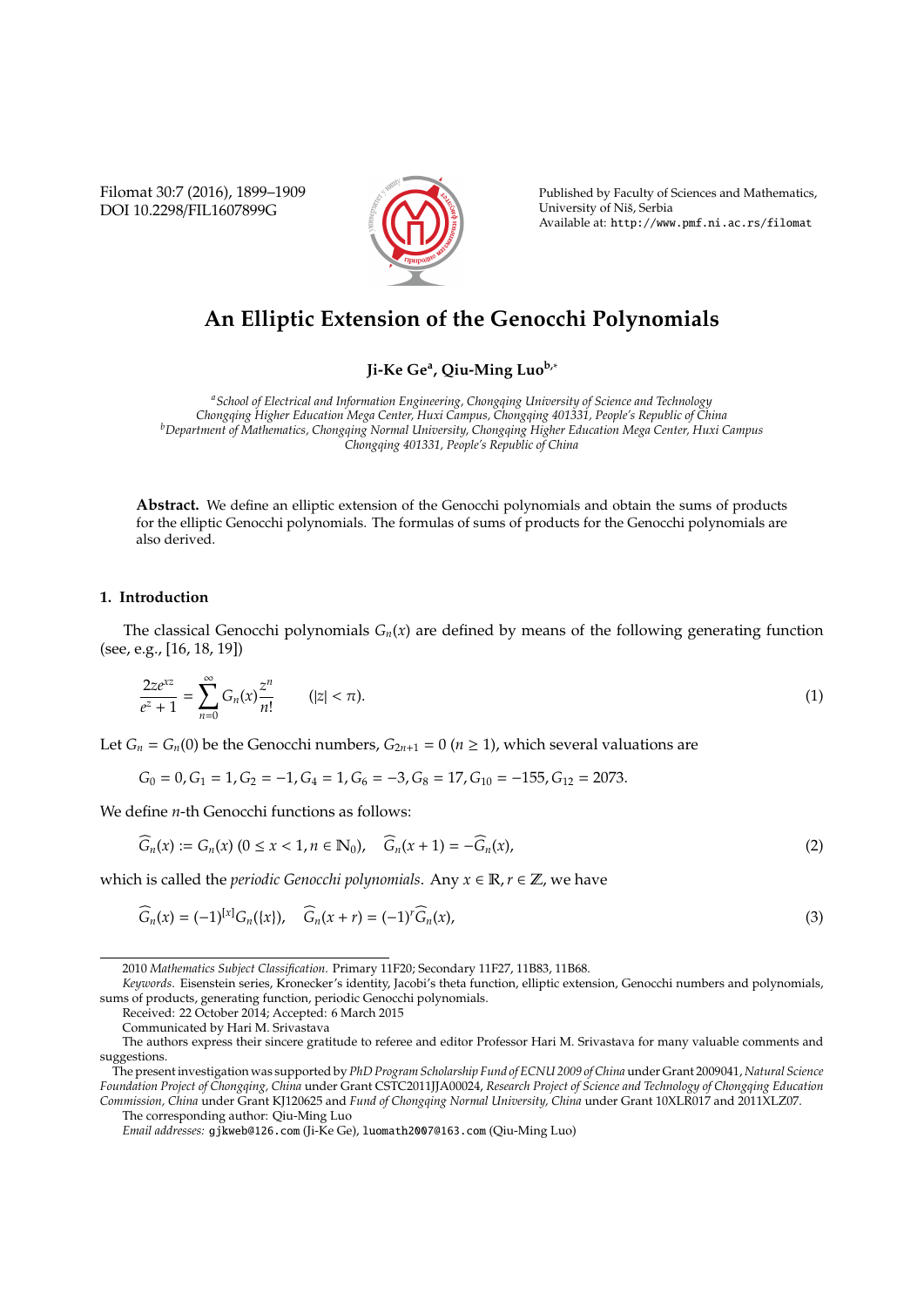# An Elliptic Extension of the Genocchi Polynomials

**Ji-Ke Ge[a], Qiu-Ming Luo[b,*]**

[a] *School of Electrical and Information Engineering, Chongqing University of Science and Technology Chongqing Higher Education Mega Center, Huxi Campus, Chongqing 401331, People's Republic of China*
[b] *Department of Mathematics, Chongqing Normal University, Chongqing Higher Education Mega Center, Huxi Campus Chongqing 401331, People's Republic of China*

**Abstract.** We define an elliptic extension of the Genocchi polynomials and obtain the sums of products for the elliptic Genocchi polynomials. The formulas of sums of products for the Genocchi polynomials are also derived.

## 1. Introduction

The classical Genocchi polynomials $G_n(x)$ are defined by means of the following generating function (see, e.g., [16, 18, 19])

$$\frac{2ze^{xz}}{e^z+1} = \sum_{n=0}^{\infty} G_n(x)\frac{z^n}{n!} \qquad (|z| < \pi). \tag{1}$$

Let $G_n = G_n(0)$ be the Genocchi numbers, $G_{2n+1} = 0$ $(n \geq 1)$, which several valuations are

$$G_0 = 0, G_1 = 1, G_2 = -1, G_4 = 1, G_6 = -3, G_8 = 17, G_{10} = -155, G_{12} = 2073.$$

We define $n$-th Genocchi functions as follows:

$$\widehat{G}_n(x) := G_n(x)\ (0 \leq x < 1, n \in \mathbb{N}_0), \quad \widehat{G}_n(x+1) = -\widehat{G}_n(x), \tag{2}$$

which is called the *periodic Genocchi polynomials*. Any $x \in \mathbb{R}, r \in \mathbb{Z}$, we have

$$\widehat{G}_n(x) = (-1)^{[x]}G_n(\{x\}), \quad \widehat{G}_n(x+r) = (-1)^r\widehat{G}_n(x), \tag{3}$$

---

2010 *Mathematics Subject Classification*. Primary 11F20; Secondary 11F27, 11B83, 11B68.

*Keywords*. Eisenstein series, Kronecker's identity, Jacobi's theta function, elliptic extension, Genocchi numbers and polynomials, sums of products, generating function, periodic Genocchi polynomials.

Received: 22 October 2014; Accepted: 6 March 2015

Communicated by Hari M. Srivastava

The authors express their sincere gratitude to referee and editor Professor Hari M. Srivastava for many valuable comments and suggestions.

The present investigation was supported by *PhD Program Scholarship Fund of ECNU 2009 of China* under Grant 2009041, *Natural Science Foundation Project of Chongqing, China* under Grant CSTC2011JJA00024, *Research Project of Science and Technology of Chongqing Education Commission, China* under Grant KJ120625 and *Fund of Chongqing Normal University, China* under Grant 10XLR017 and 2011XLZ07.

The corresponding author: Qiu-Ming Luo

*Email addresses:* gjkweb@126.com (Ji-Ke Ge), luomath2007@163.com (Qiu-Ming Luo)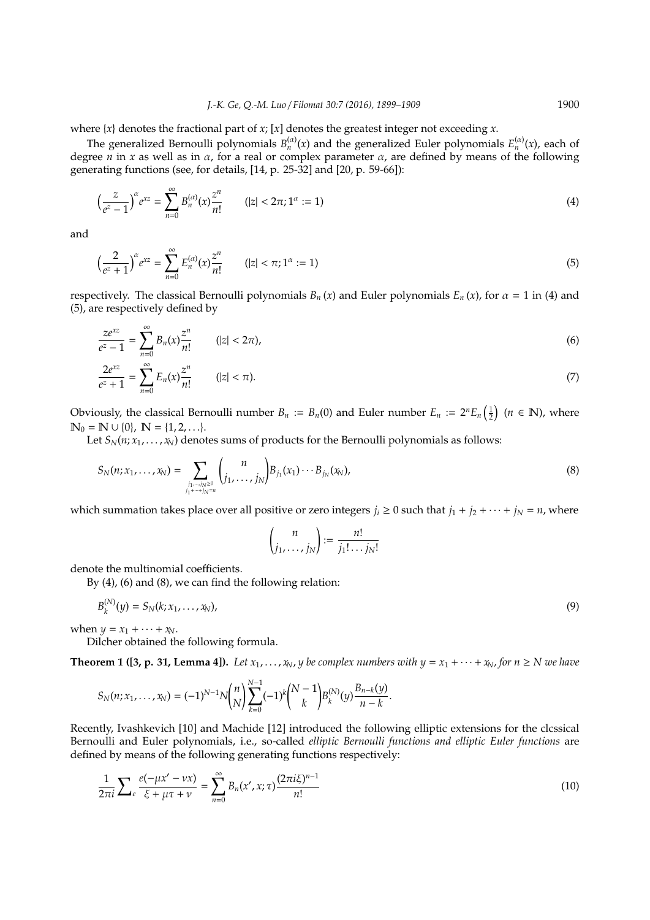where $\{x\}$ denotes the fractional part of $x$; $[x]$ denotes the greatest integer not exceeding $x$.

The generalized Bernoulli polynomials $B_n^{(\alpha)}(x)$ and the generalized Euler polynomials $E_n^{(\alpha)}(x)$, each of degree $n$ in $x$ as well as in $\alpha$, for a real or complex parameter $\alpha$, are defined by means of the following generating functions (see, for details, [14, p. 25-32] and [20, p. 59-66]):

$$\left(\frac{z}{e^z-1}\right)^\alpha e^{xz} = \sum_{n=0}^\infty B_n^{(\alpha)}(x)\frac{z^n}{n!} \qquad (|z|<2\pi; 1^\alpha := 1) \tag{4}$$

and

$$\left(\frac{2}{e^z+1}\right)^\alpha e^{xz} = \sum_{n=0}^\infty E_n^{(\alpha)}(x)\frac{z^n}{n!} \qquad (|z|<\pi; 1^\alpha := 1) \tag{5}$$

respectively. The classical Bernoulli polynomials $B_n(x)$ and Euler polynomials $E_n(x)$, for $\alpha = 1$ in (4) and (5), are respectively defined by

$$\frac{ze^{xz}}{e^z-1} = \sum_{n=0}^\infty B_n(x)\frac{z^n}{n!} \qquad (|z|<2\pi), \tag{6}$$

$$\frac{2e^{xz}}{e^z+1} = \sum_{n=0}^\infty E_n(x)\frac{z^n}{n!} \qquad (|z|<\pi). \tag{7}$$

Obviously, the classical Bernoulli number $B_n := B_n(0)$ and Euler number $E_n := 2^n E_n\left(\frac{1}{2}\right)$ $(n \in \mathbb{N})$, where $\mathbb{N}_0 = \mathbb{N} \cup \{0\}$, $\mathbb{N} = \{1, 2, \ldots\}$.

Let $S_N(n; x_1, \ldots, x_N)$ denotes sums of products for the Bernoulli polynomials as follows:

$$S_N(n; x_1, \ldots, x_N) = \sum_{\substack{j_1,\ldots,j_N \geq 0 \\ j_1+\cdots+j_N=n}} \binom{n}{j_1, \ldots, j_N} B_{j_1}(x_1)\cdots B_{j_N}(x_N), \tag{8}$$

which summation takes place over all positive or zero integers $j_i \geq 0$ such that $j_1 + j_2 + \cdots + j_N = n$, where

$$\binom{n}{j_1, \ldots, j_N} := \frac{n!}{j_1! \ldots j_N!}$$

denote the multinomial coefficients.

By (4), (6) and (8), we can find the following relation:

$$B_k^{(N)}(y) = S_N(k; x_1, \ldots, x_N), \tag{9}$$

when $y = x_1 + \cdots + x_N$.

Dilcher obtained the following formula.

**Theorem 1 ([3, p. 31, Lemma 4]).** *Let $x_1, \ldots, x_N, y$ be complex numbers with $y = x_1 + \cdots + x_N$, for $n \geq N$ we have*

$$S_N(n; x_1, \ldots, x_N) = (-1)^{N-1} N \binom{n}{N} \sum_{k=0}^{N-1} (-1)^k \binom{N-1}{k} B_k^{(N)}(y) \frac{B_{n-k}(y)}{n-k}.$$

Recently, Ivashkevich [10] and Machide [12] introduced the following elliptic extensions for the clcssical Bernoulli and Euler polynomials, i.e., so-called *elliptic Bernoulli functions and elliptic Euler functions* are defined by means of the following generating functions respectively:

$$\frac{1}{2\pi i} \sum\nolimits_e \frac{e(-\mu x' - \nu x)}{\xi + \mu\tau + \nu} = \sum_{n=0}^\infty B_n(x', x; \tau) \frac{(2\pi i \xi)^{n-1}}{n!} \tag{10}$$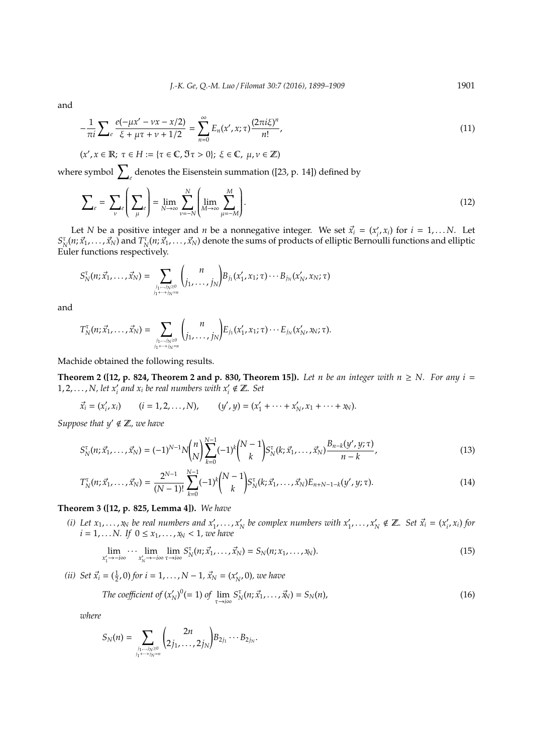and

$$-\frac{1}{\pi i}\sum\nolimits_e \frac{e(-\mu x' - \nu x - x/2)}{\xi + \mu\tau + \nu + 1/2} = \sum_{n=0}^{\infty} E_n(x', x; \tau)\frac{(2\pi i\xi)^n}{n!}, \tag{11}$$

$(x', x \in \mathbb{R};\ \tau \in H := \{\tau \in \mathbb{C}, \Im\tau > 0\};\ \xi \in \mathbb{C},\ \mu, \nu \in \mathbb{Z})$

where symbol $\sum_e$ denotes the Eisenstein summation ([23, p. 14]) defined by

$$\sum\nolimits_e = \sum\nolimits_{\nu e}\left(\sum\nolimits_{\mu e}\right) = \lim_{N\to\infty}\sum_{\nu=-N}^{N}\left(\lim_{M\to\infty}\sum_{\mu=-M}^{M}\right). \tag{12}$$

Let $N$ be a positive integer and $n$ be a nonnegative integer. We set $\vec{x}_i = (x'_i, x_i)$ for $i = 1, \dots N$. Let $S_N^\tau(n; \vec{x}_1, \dots, \vec{x}_N)$ and $T_N^\tau(n; \vec{x}_1, \dots, \vec{x}_N)$ denote the sums of products of elliptic Bernoulli functions and elliptic Euler functions respectively.

$$S_N^\tau(n; \vec{x}_1, \dots, \vec{x}_N) = \sum_{\substack{j_1, \dots, j_N \geq 0 \\ j_1 + \dots + j_N = n}} \binom{n}{j_1, \dots, j_N} B_{j_1}(x'_1, x_1; \tau) \cdots B_{j_N}(x'_N, x_N; \tau)$$

and

$$T_N^\tau(n; \vec{x}_1, \dots, \vec{x}_N) = \sum_{\substack{j_1, \dots, j_N \geq 0 \\ j_1 + \dots + j_N = n}} \binom{n}{j_1, \dots, j_N} E_{j_1}(x'_1, x_1; \tau) \cdots E_{j_N}(x'_N, x_N; \tau).$$

Machide obtained the following results.

**Theorem 2 ([12, p. 824, Theorem 2 and p. 830, Theorem 15]).** *Let $n$ be an integer with $n \geq N$. For any $i = 1, 2, \dots, N$, let $x'_i$ and $x_i$ be real numbers with $x'_i \notin \mathbb{Z}$. Set*

$$\vec{x}_i = (x'_i, x_i) \qquad (i = 1, 2, \dots, N), \qquad (y', y) = (x'_1 + \dots + x'_N, x_1 + \dots + x_N).$$

*Suppose that $y' \notin \mathbb{Z}$, we have*

$$S_N^\tau(n; \vec{x}_1, \dots, \vec{x}_N) = (-1)^{N-1} N \binom{n}{N} \sum_{k=0}^{N-1} (-1)^k \binom{N-1}{k} S_N^\tau(k; \vec{x}_1, \dots, \vec{x}_N) \frac{B_{n-k}(y', y; \tau)}{n-k}, \tag{13}$$

$$T_N^\tau(n; \vec{x}_1, \dots, \vec{x}_N) = \frac{2^{N-1}}{(N-1)!} \sum_{k=0}^{N-1} (-1)^k \binom{N-1}{k} S_N^\tau(k; \vec{x}_1, \dots, \vec{x}_N) E_{n+N-1-k}(y', y; \tau). \tag{14}$$

**Theorem 3 ([12, p. 825, Lemma 4]).** *We have*

*(i) Let $x_1, \dots, x_N$ be real numbers and $x'_1, \dots, x'_N$ be complex numbers with $x'_1, \dots, x'_N \notin \mathbb{Z}$. Set $\vec{x}_i = (x'_i, x_i)$ for $i = 1, \dots N$. If $0 \leq x_1, \dots, x_N < 1$, we have*

$$\lim_{x'_1 \to -i\infty} \cdots \lim_{x'_N \to -i\infty} \lim_{\tau \to i\infty} S_N^\tau(n; \vec{x}_1, \dots, \vec{x}_N) = S_N(n; x_1, \dots, x_N). \tag{15}$$

*(ii) Set $\vec{x}_i = (\frac{1}{2}, 0)$ for $i = 1, \dots, N-1$, $\vec{x}_N = (x'_N, 0)$, we have*

$$\text{The coefficient of } (x'_N)^0 (= 1) \text{ of } \lim_{\tau \to i\infty} S_N^\tau(n; \vec{x}_1, \dots, \vec{x}_N) = S_N(n), \tag{16}$$

*where*

$$S_N(n) = \sum_{\substack{j_1, \dots, j_N \geq 0 \\ j_1 + \dots + j_N = n}} \binom{2n}{2j_1, \dots, 2j_N} B_{2j_1} \cdots B_{2j_N}.$$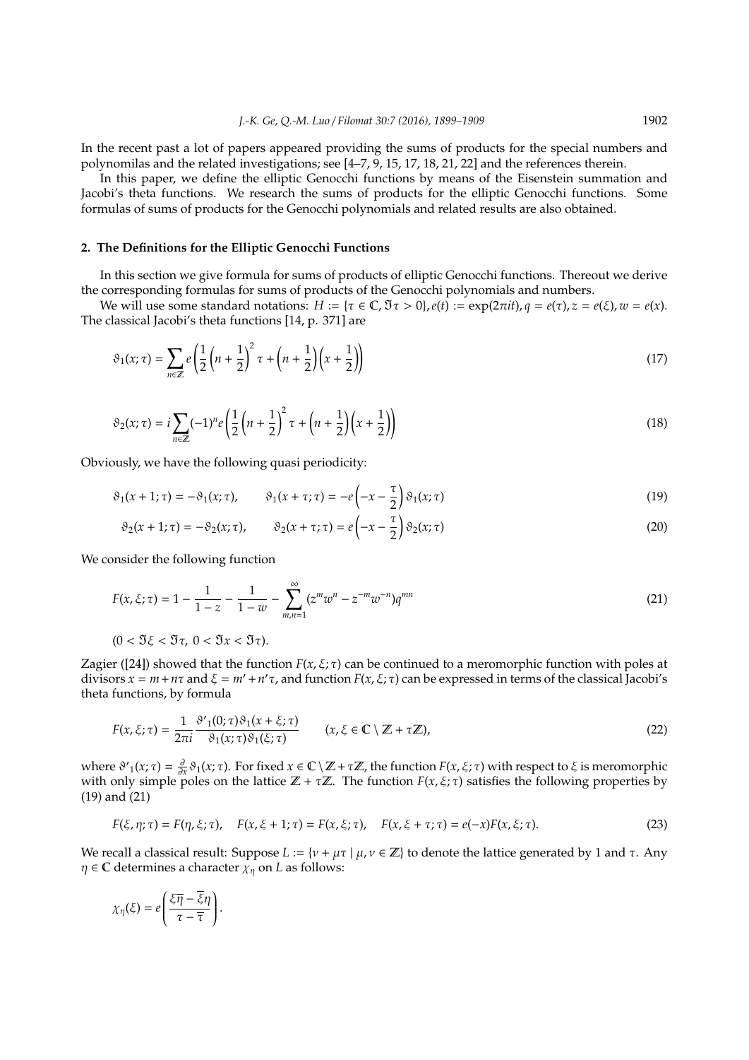In the recent past a lot of papers appeared providing the sums of products for the special numbers and polynomilas and the related investigations; see [4–7, 9, 15, 17, 18, 21, 22] and the references therein.

In this paper, we define the elliptic Genocchi functions by means of the Eisenstein summation and Jacobi's theta functions. We research the sums of products for the elliptic Genocchi functions. Some formulas of sums of products for the Genocchi polynomials and related results are also obtained.

## 2. The Definitions for the Elliptic Genocchi Functions

In this section we give formula for sums of products of elliptic Genocchi functions. Thereout we derive the corresponding formulas for sums of products of the Genocchi polynomials and numbers.

We will use some standard notations: $H := \{\tau \in \mathbb{C}, \Im\tau > 0\}, e(t) := \exp(2\pi i t), q = e(\tau), z = e(\xi), w = e(x)$. The classical Jacobi's theta functions [14, p. 371] are

$$\vartheta_1(x;\tau) = \sum_{n\in\mathbb{Z}} e\left(\frac{1}{2}\left(n+\frac{1}{2}\right)^2\tau + \left(n+\frac{1}{2}\right)\left(x+\frac{1}{2}\right)\right) \tag{17}$$

$$\vartheta_2(x;\tau) = i\sum_{n\in\mathbb{Z}} (-1)^n e\left(\frac{1}{2}\left(n+\frac{1}{2}\right)^2\tau + \left(n+\frac{1}{2}\right)\left(x+\frac{1}{2}\right)\right) \tag{18}$$

Obviously, we have the following quasi periodicity:

$$\vartheta_1(x+1;\tau) = -\vartheta_1(x;\tau), \qquad \vartheta_1(x+\tau;\tau) = -e\left(-x-\frac{\tau}{2}\right)\vartheta_1(x;\tau) \tag{19}$$

$$\vartheta_2(x+1;\tau) = -\vartheta_2(x;\tau), \qquad \vartheta_2(x+\tau;\tau) = e\left(-x-\frac{\tau}{2}\right)\vartheta_2(x;\tau) \tag{20}$$

We consider the following function

$$F(x,\xi;\tau) = 1 - \frac{1}{1-z} - \frac{1}{1-w} - \sum_{m,n=1}^{\infty} (z^m w^n - z^{-m} w^{-n}) q^{mn} \tag{21}$$

$(0 < \Im\xi < \Im\tau,\ 0 < \Im x < \Im\tau).$

Zagier ([24]) showed that the function $F(x,\xi;\tau)$ can be continued to a meromorphic function with poles at divisors $x = m + n\tau$ and $\xi = m' + n'\tau$, and function $F(x,\xi;\tau)$ can be expressed in terms of the classical Jacobi's theta functions, by formula

$$F(x,\xi;\tau) = \frac{1}{2\pi i} \frac{\vartheta'_1(0;\tau)\vartheta_1(x+\xi;\tau)}{\vartheta_1(x;\tau)\vartheta_1(\xi;\tau)} \qquad (x,\xi \in \mathbb{C}\setminus\mathbb{Z}+\tau\mathbb{Z}), \tag{22}$$

where $\vartheta'_1(x;\tau) = \frac{\partial}{\partial x}\vartheta_1(x;\tau)$. For fixed $x \in \mathbb{C}\setminus\mathbb{Z}+\tau\mathbb{Z}$, the function $F(x,\xi;\tau)$ with respect to $\xi$ is meromorphic with only simple poles on the lattice $\mathbb{Z}+\tau\mathbb{Z}$. The function $F(x,\xi;\tau)$ satisfies the following properties by (19) and (21)

$$F(\xi,\eta;\tau) = F(\eta,\xi;\tau), \quad F(x,\xi+1;\tau) = F(x,\xi;\tau), \quad F(x,\xi+\tau;\tau) = e(-x)F(x,\xi;\tau). \tag{23}$$

We recall a classical result: Suppose $L := \{\nu + \mu\tau \mid \mu,\nu \in \mathbb{Z}\}$ to denote the lattice generated by 1 and $\tau$. Any $\eta \in \mathbb{C}$ determines a character $\chi_\eta$ on $L$ as follows:

$$\chi_\eta(\xi) = e\left(\frac{\xi\overline{\eta} - \overline{\xi}\eta}{\tau - \overline{\tau}}\right).$$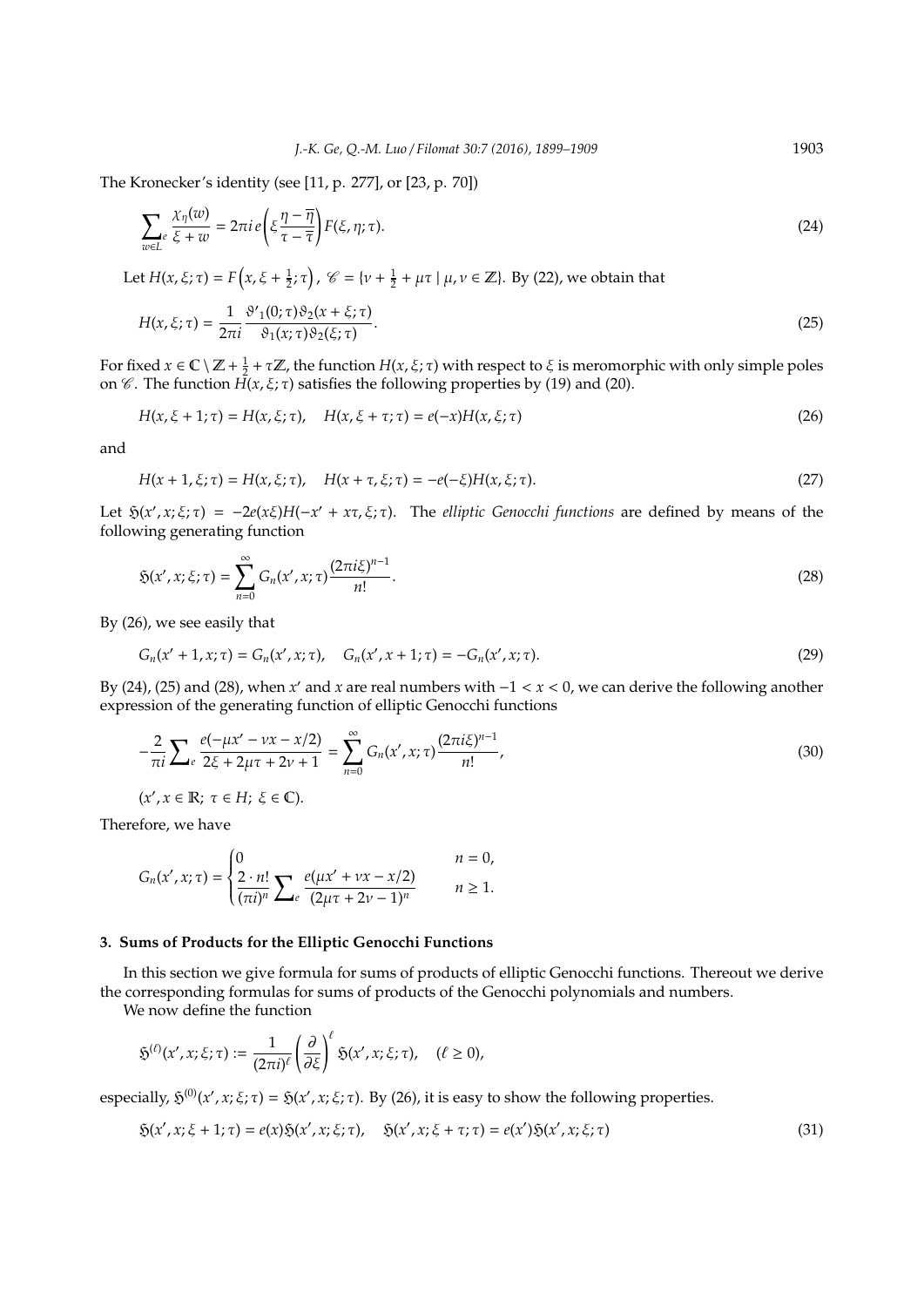The Kronecker's identity (see [11, p. 277], or [23, p. 70])

$$\sum_{w \in L}{}^{e} \frac{\chi_\eta(w)}{\xi + w} = 2\pi i\, e\!\left(\xi \frac{\eta - \overline{\eta}}{\tau - \overline{\tau}}\right) F(\xi, \eta; \tau). \tag{24}$$

Let $H(x, \xi; \tau) = F\left(x, \xi + \frac{1}{2}; \tau\right)$, $\mathscr{C} = \{\nu + \frac{1}{2} + \mu\tau \mid \mu, \nu \in \mathbb{Z}\}$. By (22), we obtain that

$$H(x, \xi; \tau) = \frac{1}{2\pi i} \frac{\vartheta'_1(0; \tau)\vartheta_2(x + \xi; \tau)}{\vartheta_1(x; \tau)\vartheta_2(\xi; \tau)}. \tag{25}$$

For fixed $x \in \mathbb{C} \setminus \mathbb{Z} + \frac{1}{2} + \tau\mathbb{Z}$, the function $H(x, \xi; \tau)$ with respect to $\xi$ is meromorphic with only simple poles on $\mathscr{C}$. The function $H(x, \xi; \tau)$ satisfies the following properties by (19) and (20).

$$H(x, \xi + 1; \tau) = H(x, \xi; \tau), \quad H(x, \xi + \tau; \tau) = e(-x)H(x, \xi; \tau) \tag{26}$$

and

$$H(x + 1, \xi; \tau) = H(x, \xi; \tau), \quad H(x + \tau, \xi; \tau) = -e(-\xi)H(x, \xi; \tau). \tag{27}$$

Let $\mathfrak{H}(x', x; \xi; \tau) = -2e(x\xi)H(-x' + x\tau, \xi; \tau)$. The *elliptic Genocchi functions* are defined by means of the following generating function

$$\mathfrak{H}(x', x; \xi; \tau) = \sum_{n=0}^{\infty} G_n(x', x; \tau) \frac{(2\pi i \xi)^{n-1}}{n!}. \tag{28}$$

By (26), we see easily that

$$G_n(x' + 1, x; \tau) = G_n(x', x; \tau), \quad G_n(x', x + 1; \tau) = -G_n(x', x; \tau). \tag{29}$$

By (24), (25) and (28), when $x'$ and $x$ are real numbers with $-1 < x < 0$, we can derive the following another expression of the generating function of elliptic Genocchi functions

$$-\frac{2}{\pi i} \sum{}^{e} \frac{e(-\mu x' - \nu x - x/2)}{2\xi + 2\mu\tau + 2\nu + 1} = \sum_{n=0}^{\infty} G_n(x', x; \tau) \frac{(2\pi i \xi)^{n-1}}{n!}, \tag{30}$$

$(x', x \in \mathbb{R};\ \tau \in H;\ \xi \in \mathbb{C})$.

Therefore, we have

$$G_n(x', x; \tau) = \begin{cases} 0 & n = 0, \\ \dfrac{2 \cdot n!}{(\pi i)^n} \displaystyle\sum{}^{e} \frac{e(\mu x' + \nu x - x/2)}{(2\mu\tau + 2\nu - 1)^n} & n \geq 1. \end{cases}$$

## 3. Sums of Products for the Elliptic Genocchi Functions

In this section we give formula for sums of products of elliptic Genocchi functions. Thereout we derive the corresponding formulas for sums of products of the Genocchi polynomials and numbers.

We now define the function

$$\mathfrak{H}^{(\ell)}(x', x; \xi; \tau) := \frac{1}{(2\pi i)^\ell} \left(\frac{\partial}{\partial \xi}\right)^\ell \mathfrak{H}(x', x; \xi; \tau), \quad (\ell \geq 0),$$

especially, $\mathfrak{H}^{(0)}(x', x; \xi; \tau) = \mathfrak{H}(x', x; \xi; \tau)$. By (26), it is easy to show the following properties.

$$\mathfrak{H}(x', x; \xi + 1; \tau) = e(x)\mathfrak{H}(x', x; \xi; \tau), \quad \mathfrak{H}(x', x; \xi + \tau; \tau) = e(x')\mathfrak{H}(x', x; \xi; \tau) \tag{31}$$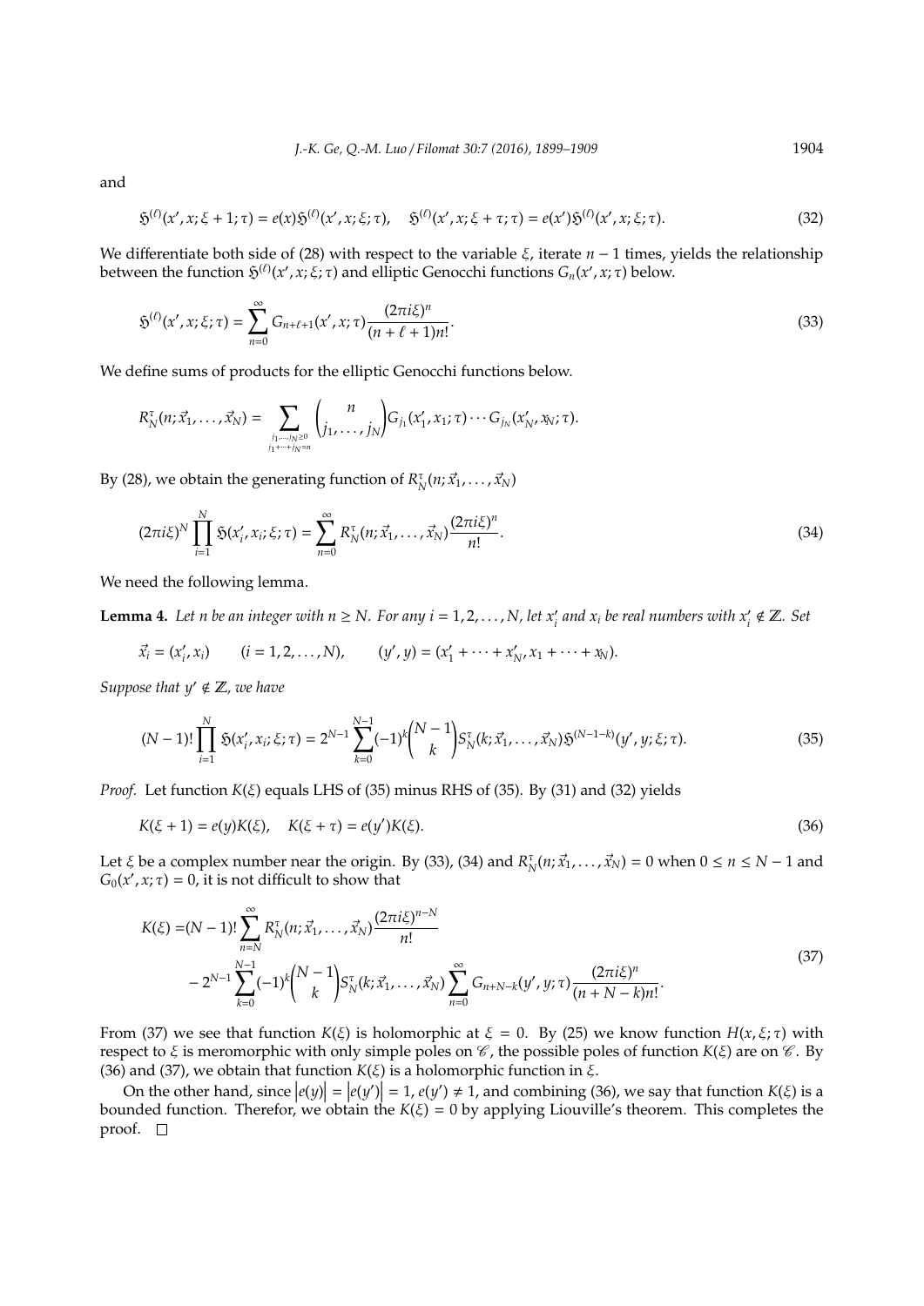and

$$\mathfrak{H}^{(\ell)}(x', x; \xi + 1; \tau) = e(x)\mathfrak{H}^{(\ell)}(x', x; \xi; \tau), \quad \mathfrak{H}^{(\ell)}(x', x; \xi + \tau; \tau) = e(x')\mathfrak{H}^{(\ell)}(x', x; \xi; \tau). \tag{32}$$

We differentiate both side of (28) with respect to the variable $\xi$, iterate $n-1$ times, yields the relationship between the function $\mathfrak{H}^{(\ell)}(x', x; \xi; \tau)$ and elliptic Genocchi functions $G_n(x', x; \tau)$ below.

$$\mathfrak{H}^{(\ell)}(x', x; \xi; \tau) = \sum_{n=0}^{\infty} G_{n+\ell+1}(x', x; \tau)\frac{(2\pi i\xi)^n}{(n+\ell+1)n!}. \tag{33}$$

We define sums of products for the elliptic Genocchi functions below.

$$R_N^{\tau}(n; \vec{x}_1, \ldots, \vec{x}_N) = \sum_{\substack{j_1,\ldots,j_N \geq 0 \\ j_1+\cdots+j_N=n}} \binom{n}{j_1, \ldots, j_N} G_{j_1}(x_1', x_1; \tau) \cdots G_{j_N}(x_N', x_N; \tau).$$

By (28), we obtain the generating function of $R_N^{\tau}(n; \vec{x}_1, \ldots, \vec{x}_N)$

$$(2\pi i\xi)^N \prod_{i=1}^{N} \mathfrak{H}(x_i', x_i; \xi; \tau) = \sum_{n=0}^{\infty} R_N^{\tau}(n; \vec{x}_1, \ldots, \vec{x}_N)\frac{(2\pi i\xi)^n}{n!}. \tag{34}$$

We need the following lemma.

**Lemma 4.** *Let $n$ be an integer with $n \geq N$. For any $i = 1, 2, \ldots, N$, let $x_i'$ and $x_i$ be real numbers with $x_i' \notin \mathbb{Z}$. Set*

$$\vec{x}_i = (x_i', x_i) \qquad (i = 1, 2, \ldots, N), \qquad (y', y) = (x_1' + \cdots + x_N', x_1 + \cdots + x_N).$$

*Suppose that $y' \notin \mathbb{Z}$, we have*

$$(N-1)! \prod_{i=1}^{N} \mathfrak{H}(x_i', x_i; \xi; \tau) = 2^{N-1} \sum_{k=0}^{N-1} (-1)^k \binom{N-1}{k} S_N^{\tau}(k; \vec{x}_1, \ldots, \vec{x}_N)\mathfrak{H}^{(N-1-k)}(y', y; \xi; \tau). \tag{35}$$

*Proof.* Let function $K(\xi)$ equals LHS of (35) minus RHS of (35). By (31) and (32) yields

$$K(\xi + 1) = e(y)K(\xi), \quad K(\xi + \tau) = e(y')K(\xi). \tag{36}$$

Let $\xi$ be a complex number near the origin. By (33), (34) and $R_N^{\tau}(n; \vec{x}_1, \ldots, \vec{x}_N) = 0$ when $0 \leq n \leq N-1$ and $G_0(x', x; \tau) = 0$, it is not difficult to show that

$$\begin{aligned} K(\xi) =& (N-1)! \sum_{n=N}^{\infty} R_N^{\tau}(n; \vec{x}_1, \ldots, \vec{x}_N)\frac{(2\pi i\xi)^{n-N}}{n!} \\ &- 2^{N-1} \sum_{k=0}^{N-1} (-1)^k \binom{N-1}{k} S_N^{\tau}(k; \vec{x}_1, \ldots, \vec{x}_N) \sum_{n=0}^{\infty} G_{n+N-k}(y', y; \tau)\frac{(2\pi i\xi)^n}{(n+N-k)n!}. \end{aligned} \tag{37}$$

From (37) we see that function $K(\xi)$ is holomorphic at $\xi = 0$. By (25) we know function $H(x, \xi; \tau)$ with respect to $\xi$ is meromorphic with only simple poles on $\mathscr{C}$, the possible poles of function $K(\xi)$ are on $\mathscr{C}$. By (36) and (37), we obtain that function $K(\xi)$ is a holomorphic function in $\xi$.

On the other hand, since $|e(y)| = |e(y')| = 1$, $e(y') \neq 1$, and combining (36), we say that function $K(\xi)$ is a bounded function. Therefor, we obtain the $K(\xi) = 0$ by applying Liouville's theorem. This completes the proof. $\square$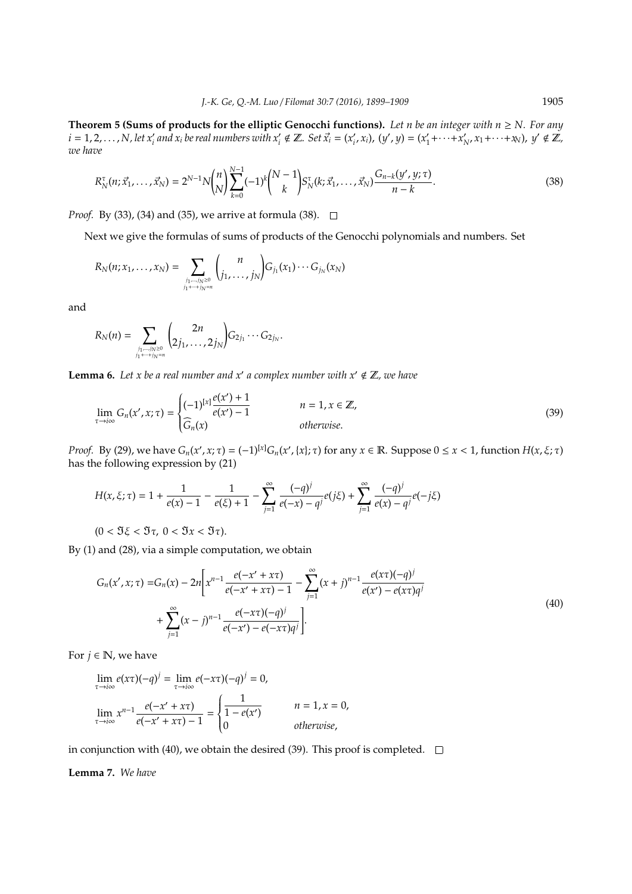**Theorem 5 (Sums of products for the elliptic Genocchi functions).** *Let $n$ be an integer with $n \geq N$. For any $i = 1, 2, \ldots, N$, let $x_i'$ and $x_i$ be real numbers with $x_i' \notin \mathbb{Z}$. Set $\vec{x_i} = (x_i', x_i)$, $(y', y) = (x_1' + \cdots + x_N', x_1 + \cdots + x_N)$, $y' \notin \mathbb{Z}$, we have*

$$R_N^{\tau}(n; \vec{x}_1, \ldots, \vec{x}_N) = 2^{N-1} N \binom{n}{N} \sum_{k=0}^{N-1} (-1)^k \binom{N-1}{k} S_N^{\tau}(k; \vec{x}_1, \ldots, \vec{x}_N) \frac{G_{n-k}(y', y; \tau)}{n-k}. \tag{38}$$

*Proof.* By (33), (34) and (35), we arrive at formula (38). □

Next we give the formulas of sums of products of the Genocchi polynomials and numbers. Set

$$R_N(n; x_1, \ldots, x_N) = \sum_{\substack{j_1, \ldots, j_N \geq 0 \\ j_1 + \cdots + j_N = n}} \binom{n}{j_1, \ldots, j_N} G_{j_1}(x_1) \cdots G_{j_N}(x_N)$$

and

$$R_N(n) = \sum_{\substack{j_1, \ldots, j_N \geq 0 \\ j_1 + \cdots + j_N = n}} \binom{2n}{2j_1, \ldots, 2j_N} G_{2j_1} \cdots G_{2j_N}.$$

**Lemma 6.** *Let $x$ be a real number and $x'$ a complex number with $x' \notin \mathbb{Z}$, we have*

$$\lim_{\tau \to i\infty} G_n(x', x; \tau) = \begin{cases} (-1)^{[x]} \dfrac{e(x') + 1}{e(x') - 1} & n = 1, x \in \mathbb{Z}, \\ \widehat{G}_n(x) & \text{otherwise}. \end{cases} \tag{39}$$

*Proof.* By (29), we have $G_n(x', x; \tau) = (-1)^{[x]} G_n(x', \{x\}; \tau)$ for any $x \in \mathbb{R}$. Suppose $0 \leq x < 1$, function $H(x, \xi; \tau)$ has the following expression by (21)

$$H(x, \xi; \tau) = 1 + \frac{1}{e(x) - 1} - \frac{1}{e(\xi) + 1} - \sum_{j=1}^{\infty} \frac{(-q)^j}{e(-x) - q^j} e(j\xi) + \sum_{j=1}^{\infty} \frac{(-q)^j}{e(x) - q^j} e(-j\xi)$$

$(0 < \Im \xi < \Im \tau, \ 0 < \Im x < \Im \tau)$.

By (1) and (28), via a simple computation, we obtain

$$\begin{aligned} G_n(x', x; \tau) = & G_n(x) - 2n \Bigg[ x^{n-1} \frac{e(-x' + x\tau)}{e(-x' + x\tau) - 1} - \sum_{j=1}^{\infty} (x + j)^{n-1} \frac{e(x\tau)(-q)^j}{e(x') - e(x\tau) q^j} \\ & + \sum_{j=1}^{\infty} (x - j)^{n-1} \frac{e(-x\tau)(-q)^j}{e(-x') - e(-x\tau) q^j} \Bigg]. \end{aligned} \tag{40}$$

For $j \in \mathbb{N}$, we have

$$\lim_{\tau \to i\infty} e(x\tau)(-q)^j = \lim_{\tau \to i\infty} e(-x\tau)(-q)^j = 0,$$

$$\lim_{\tau \to i\infty} x^{n-1} \frac{e(-x' + x\tau)}{e(-x' + x\tau) - 1} = \begin{cases} \dfrac{1}{1 - e(x')} & n = 1, x = 0, \\ 0 & \text{otherwise}, \end{cases}$$

in conjunction with (40), we obtain the desired (39). This proof is completed. □

**Lemma 7.** *We have*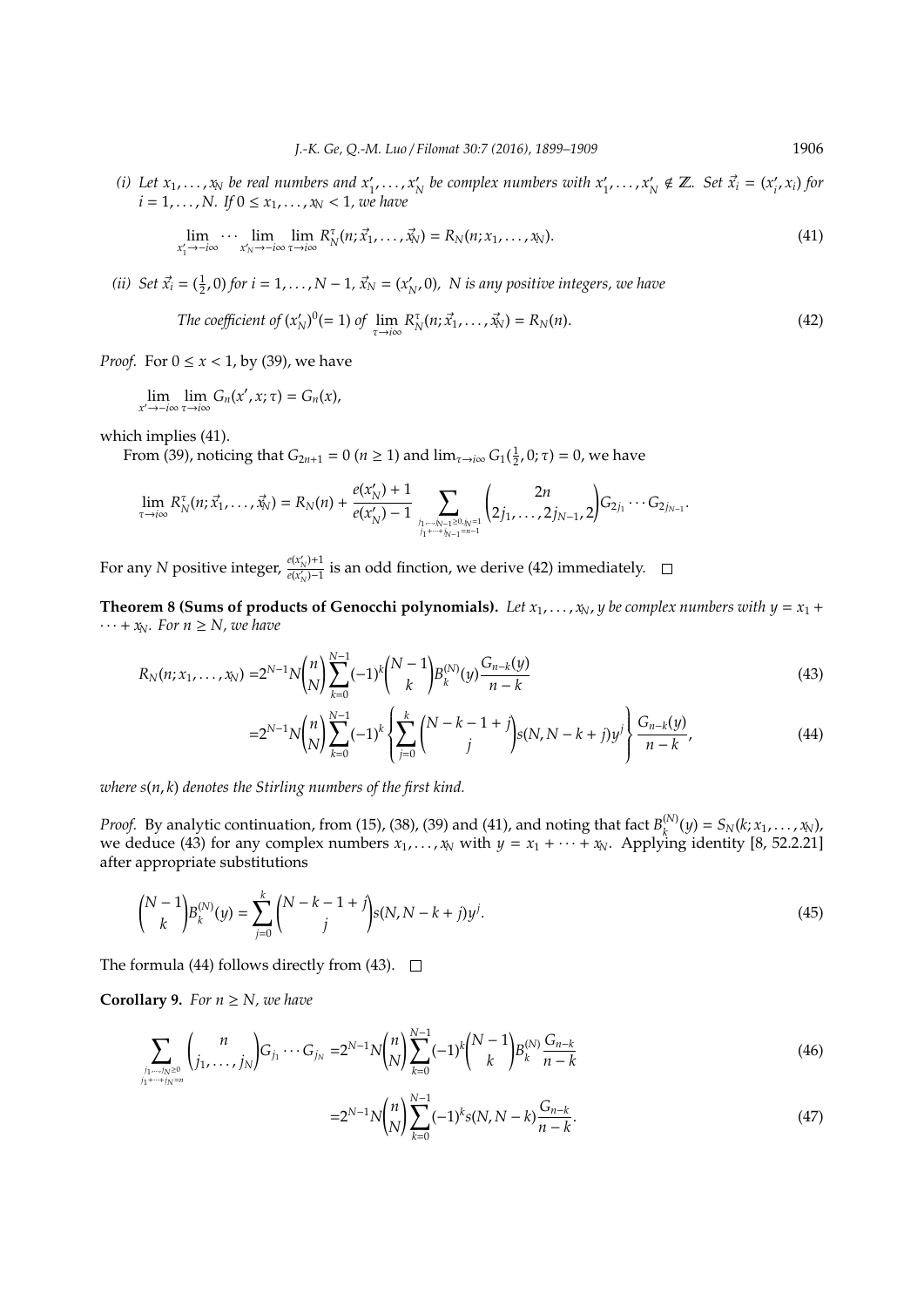*(i) Let $x_1, \ldots, x_N$ be real numbers and $x'_1, \ldots, x'_N$ be complex numbers with $x'_1, \ldots, x'_N \notin \mathbb{Z}$. Set $\vec{x}_i = (x'_i, x_i)$ for $i = 1, \ldots, N$. If $0 \le x_1, \ldots, x_N < 1$, we have*

$$\lim_{x'_1 \to -i\infty} \cdots \lim_{x'_N \to -i\infty} \lim_{\tau \to i\infty} R_N^\tau(n; \vec{x}_1, \ldots, \vec{x}_N) = R_N(n; x_1, \ldots, x_N). \tag{41}$$

*(ii) Set $\vec{x}_i = (\frac{1}{2}, 0)$ for $i = 1, \ldots, N-1$, $\vec{x}_N = (x'_N, 0)$, $N$ is any positive integers, we have*

$$\text{The coefficient of } (x'_N)^0 (=1) \text{ of } \lim_{\tau \to i\infty} R_N^\tau(n; \vec{x}_1, \ldots, \vec{x}_N) = R_N(n). \tag{42}$$

*Proof.* For $0 \le x < 1$, by (39), we have

$$\lim_{x' \to -i\infty} \lim_{\tau \to i\infty} G_n(x', x; \tau) = G_n(x),$$

which implies (41).

From (39), noticing that $G_{2n+1} = 0$ $(n \ge 1)$ and $\lim_{\tau \to i\infty} G_1(\frac{1}{2}, 0; \tau) = 0$, we have

$$\lim_{\tau \to i\infty} R_N^\tau(n; \vec{x}_1, \ldots, \vec{x}_N) = R_N(n) + \frac{e(x'_N) + 1}{e(x'_N) - 1} \sum_{\substack{j_1, \cdots, j_{N-1} \ge 0, j_N = 1 \\ j_1 + \cdots + j_{N-1} = n-1}} \binom{2n}{2j_1, \ldots, 2j_{N-1}, 2} G_{2j_1} \cdots G_{2j_{N-1}}.$$

For any $N$ positive integer, $\frac{e(x'_N)+1}{e(x'_N)-1}$ is an odd finction, we derive (42) immediately. □

**Theorem 8 (Sums of products of Genocchi polynomials).** *Let $x_1, \ldots, x_N, y$ be complex numbers with $y = x_1 + \cdots + x_N$. For $n \ge N$, we have*

$$R_N(n; x_1, \ldots, x_N) = 2^{N-1} N \binom{n}{N} \sum_{k=0}^{N-1} (-1)^k \binom{N-1}{k} B_k^{(N)}(y) \frac{G_{n-k}(y)}{n-k} \tag{43}$$

$$= 2^{N-1} N \binom{n}{N} \sum_{k=0}^{N-1} (-1)^k \left\{ \sum_{j=0}^{k} \binom{N-k-1+j}{j} s(N, N-k+j) y^j \right\} \frac{G_{n-k}(y)}{n-k}, \tag{44}$$

*where $s(n,k)$ denotes the Stirling numbers of the first kind.*

*Proof.* By analytic continuation, from (15), (38), (39) and (41), and noting that fact $B_k^{(N)}(y) = S_N(k; x_1, \ldots, x_N)$, we deduce (43) for any complex numbers $x_1, \ldots, x_N$ with $y = x_1 + \cdots + x_N$. Applying identity [8, 52.2.21] after appropriate substitutions

$$\binom{N-1}{k} B_k^{(N)}(y) = \sum_{j=0}^{k} \binom{N-k-1+j}{j} s(N, N-k+j) y^j. \tag{45}$$

The formula (44) follows directly from (43). □

**Corollary 9.** *For $n \ge N$, we have*

$$\sum_{\substack{j_1, \cdots, j_N \ge 0 \\ j_1 + \cdots + j_N = n}} \binom{n}{j_1, \ldots, j_N} G_{j_1} \cdots G_{j_N} = 2^{N-1} N \binom{n}{N} \sum_{k=0}^{N-1} (-1)^k \binom{N-1}{k} B_k^{(N)} \frac{G_{n-k}}{n-k} \tag{46}$$

$$= 2^{N-1} N \binom{n}{N} \sum_{k=0}^{N-1} (-1)^k s(N, N-k) \frac{G_{n-k}}{n-k}. \tag{47}$$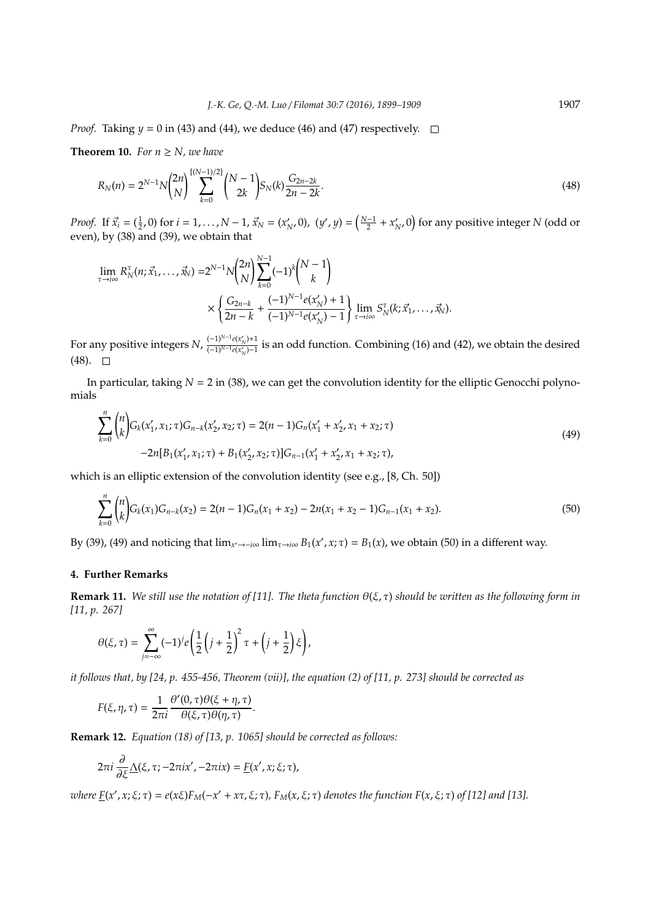*Proof.* Taking $y = 0$ in (43) and (44), we deduce (46) and (47) respectively. $\square$

**Theorem 10.** *For $n \geq N$, we have*

$$R_N(n) = 2^{N-1} N \binom{2n}{N} \sum_{k=0}^{[(N-1)/2]} \binom{N-1}{2k} S_N(k) \frac{G_{2n-2k}}{2n-2k}. \tag{48}$$

*Proof.* If $\vec{x}_i = (\frac{1}{2}, 0)$ for $i = 1, \ldots, N-1$, $\vec{x}_N = (x'_N, 0)$, $(y', y) = \left(\frac{N-1}{2} + x'_N, 0\right)$ for any positive integer $N$ (odd or even), by (38) and (39), we obtain that

$$\begin{aligned}
\lim_{\tau \to i\infty} R_N^\tau(n; \vec{x}_1, \ldots, \vec{x}_N) =& 2^{N-1} N \binom{2n}{N} \sum_{k=0}^{N-1} (-1)^k \binom{N-1}{k} \\
& \times \left\{ \frac{G_{2n-k}}{2n-k} + \frac{(-1)^{N-1} e(x'_N) + 1}{(-1)^{N-1} e(x'_N) - 1} \right\} \lim_{\tau \to i\infty} S_N^\tau(k; \vec{x}_1, \ldots, \vec{x}_N).
\end{aligned}$$

For any positive integers $N$, $\frac{(-1)^{N-1} e(x'_N)+1}{(-1)^{N-1} e(x'_N)-1}$ is an odd function. Combining (16) and (42), we obtain the desired (48). $\square$

In particular, taking $N = 2$ in (38), we can get the convolution identity for the elliptic Genocchi polynomials

$$\begin{aligned}
\sum_{k=0}^{n} \binom{n}{k} G_k(x'_1, x_1; \tau) G_{n-k}(x'_2, x_2; \tau) =& 2(n-1) G_n(x'_1 + x'_2, x_1 + x_2; \tau) \\
& -2n[B_1(x'_1, x_1; \tau) + B_1(x'_2, x_2; \tau)] G_{n-1}(x'_1 + x'_2, x_1 + x_2; \tau),
\end{aligned} \tag{49}$$

which is an elliptic extension of the convolution identity (see e.g., [8, Ch. 50])

$$\sum_{k=0}^{n} \binom{n}{k} G_k(x_1) G_{n-k}(x_2) = 2(n-1) G_n(x_1 + x_2) - 2n(x_1 + x_2 - 1) G_{n-1}(x_1 + x_2). \tag{50}$$

By (39), (49) and noticing that $\lim_{x' \to -i\infty} \lim_{\tau \to i\infty} B_1(x', x; \tau) = B_1(x)$, we obtain (50) in a different way.

## 4. Further Remarks

**Remark 11.** *We still use the notation of [11]. The theta function $\theta(\xi, \tau)$ should be written as the following form in [11, p. 267]*

$$\theta(\xi, \tau) = \sum_{j=-\infty}^{\infty} (-1)^j e\left( \frac{1}{2} \left( j + \frac{1}{2} \right)^2 \tau + \left( j + \frac{1}{2} \right) \xi \right),$$

*it follows that, by [24, p. 455-456, Theorem (vii)], the equation (2) of [11, p. 273] should be corrected as*

$$F(\xi, \eta, \tau) = \frac{1}{2\pi i} \frac{\theta'(0, \tau) \theta(\xi + \eta, \tau)}{\theta(\xi, \tau) \theta(\eta, \tau)}.$$

**Remark 12.** *Equation (18) of [13, p. 1065] should be corrected as follows:*

$$2\pi i \frac{\partial}{\partial \xi} \underline{\Lambda}(\xi, \tau; -2\pi i x', -2\pi i x) = \underline{F}(x', x; \xi; \tau),$$

*where $\underline{F}(x', x; \xi; \tau) = e(x\xi) F_M(-x' + x\tau, \xi; \tau)$, $F_M(x, \xi; \tau)$ denotes the function $F(x, \xi; \tau)$ of [12] and [13].*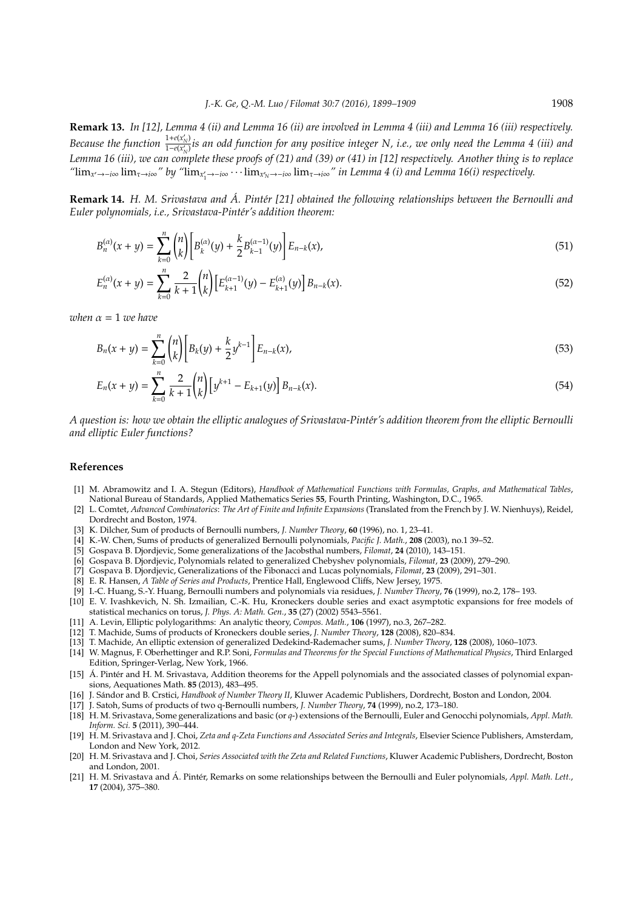**Remark 13.** *In [12], Lemma 4 (ii) and Lemma 16 (ii) are involved in Lemma 4 (iii) and Lemma 16 (iii) respectively. Because the function* $\frac{1+e(x'_N)}{1-e(x'_N)}$ *is an odd function for any positive integer N, i.e., we only need the Lemma 4 (iii) and Lemma 16 (iii), we can complete these proofs of (21) and (39) or (41) in [12] respectively. Another thing is to replace "*$\lim_{x'\to-i\infty}\lim_{\tau\to i\infty}$*" by "*$\lim_{x'_1\to-i\infty}\cdots\lim_{x'_N\to-i\infty}\lim_{\tau\to i\infty}$*" in Lemma 4 (i) and Lemma 16(i) respectively.*

**Remark 14.** *H. M. Srivastava and Á. Pintér [21] obtained the following relationships between the Bernoulli and Euler polynomials, i.e., Srivastava-Pintér's addition theorem:*

$$B_n^{(\alpha)}(x+y) = \sum_{k=0}^{n} \binom{n}{k} \left[ B_k^{(\alpha)}(y) + \frac{k}{2} B_{k-1}^{(\alpha-1)}(y) \right] E_{n-k}(x), \tag{51}$$

$$E_n^{(\alpha)}(x+y) = \sum_{k=0}^{n} \frac{2}{k+1} \binom{n}{k} \left[ E_{k+1}^{(\alpha-1)}(y) - E_{k+1}^{(\alpha)}(y) \right] B_{n-k}(x). \tag{52}$$

*when* $\alpha = 1$ *we have*

$$B_n(x+y) = \sum_{k=0}^{n} \binom{n}{k} \left[ B_k(y) + \frac{k}{2} y^{k-1} \right] E_{n-k}(x), \tag{53}$$

$$E_n(x+y) = \sum_{k=0}^{n} \frac{2}{k+1} \binom{n}{k} \left[ y^{k+1} - E_{k+1}(y) \right] B_{n-k}(x). \tag{54}$$

*A question is: how we obtain the elliptic analogues of Srivastava-Pintér's addition theorem from the elliptic Bernoulli and elliptic Euler functions?*

## References

[1] M. Abramowitz and I. A. Stegun (Editors), *Handbook of Mathematical Functions with Formulas, Graphs, and Mathematical Tables*, National Bureau of Standards, Applied Mathematics Series **55**, Fourth Printing, Washington, D.C., 1965.

[2] L. Comtet, *Advanced Combinatorics*: *The Art of Finite and Infinite Expansions* (Translated from the French by J. W. Nienhuys), Reidel, Dordrecht and Boston, 1974.

[3] K. Dilcher, Sum of products of Bernoulli numbers, *J. Number Theory*, **60** (1996), no. 1, 23–41.

[4] K.-W. Chen, Sums of products of generalized Bernoulli polynomials, *Pacific J. Math.*, **208** (2003), no.1 39–52.

[5] Gospava B. Djordjevic, Some generalizations of the Jacobsthal numbers, *Filomat*, **24** (2010), 143–151.

[6] Gospava B. Djordjevic, Polynomials related to generalized Chebyshev polynomials, *Filomat*, **23** (2009), 279–290.

[7] Gospava B. Djordjevic, Generalizations of the Fibonacci and Lucas polynomials, *Filomat*, **23** (2009), 291–301.

[8] E. R. Hansen, *A Table of Series and Products*, Prentice Hall, Englewood Cliffs, New Jersey, 1975.

[9] I.-C. Huang, S.-Y. Huang, Bernoulli numbers and polynomials via residues, *J. Number Theory*, **76** (1999), no.2, 178– 193.

[10] E. V. Ivashkevich, N. Sh. Izmailian, C.-K. Hu, Kroneckers double series and exact asymptotic expansions for free models of statistical mechanics on torus, *J. Phys. A: Math. Gen.*, **35** (27) (2002) 5543–5561.

[11] A. Levin, Elliptic polylogarithms: An analytic theory, *Compos. Math.*, **106** (1997), no.3, 267–282.

[12] T. Machide, Sums of products of Kroneckers double series, *J. Number Theory*, **128** (2008), 820–834.

[13] T. Machide, An elliptic extension of generalized Dedekind-Rademacher sums, *J. Number Theory*, **128** (2008), 1060–1073.

[14] W. Magnus, F. Oberhettinger and R.P. Soni, *Formulas and Theorems for the Special Functions of Mathematical Physics*, Third Enlarged Edition, Springer-Verlag, New York, 1966.

[15] Á. Pintér and H. M. Srivastava, Addition theorems for the Appell polynomials and the associated classes of polynomial expansions, Aequationes Math. **85** (2013), 483–495.

[16] J. Sándor and B. Crstici, *Handbook of Number Theory II*, Kluwer Academic Publishers, Dordrecht, Boston and London, 2004.

[17] J. Satoh, Sums of products of two q-Bernoulli numbers, *J. Number Theory*, **74** (1999), no.2, 173–180.

[18] H. M. Srivastava, Some generalizations and basic (or *q*-) extensions of the Bernoulli, Euler and Genocchi polynomials, *Appl. Math. Inform. Sci.* **5** (2011), 390–444.

[19] H. M. Srivastava and J. Choi, *Zeta and q-Zeta Functions and Associated Series and Integrals*, Elsevier Science Publishers, Amsterdam, London and New York, 2012.

[20] H. M. Srivastava and J. Choi, *Series Associated with the Zeta and Related Functions*, Kluwer Academic Publishers, Dordrecht, Boston and London, 2001.

[21] H. M. Srivastava and Á. Pintér, Remarks on some relationships between the Bernoulli and Euler polynomials, *Appl. Math. Lett.*, **17** (2004), 375–380.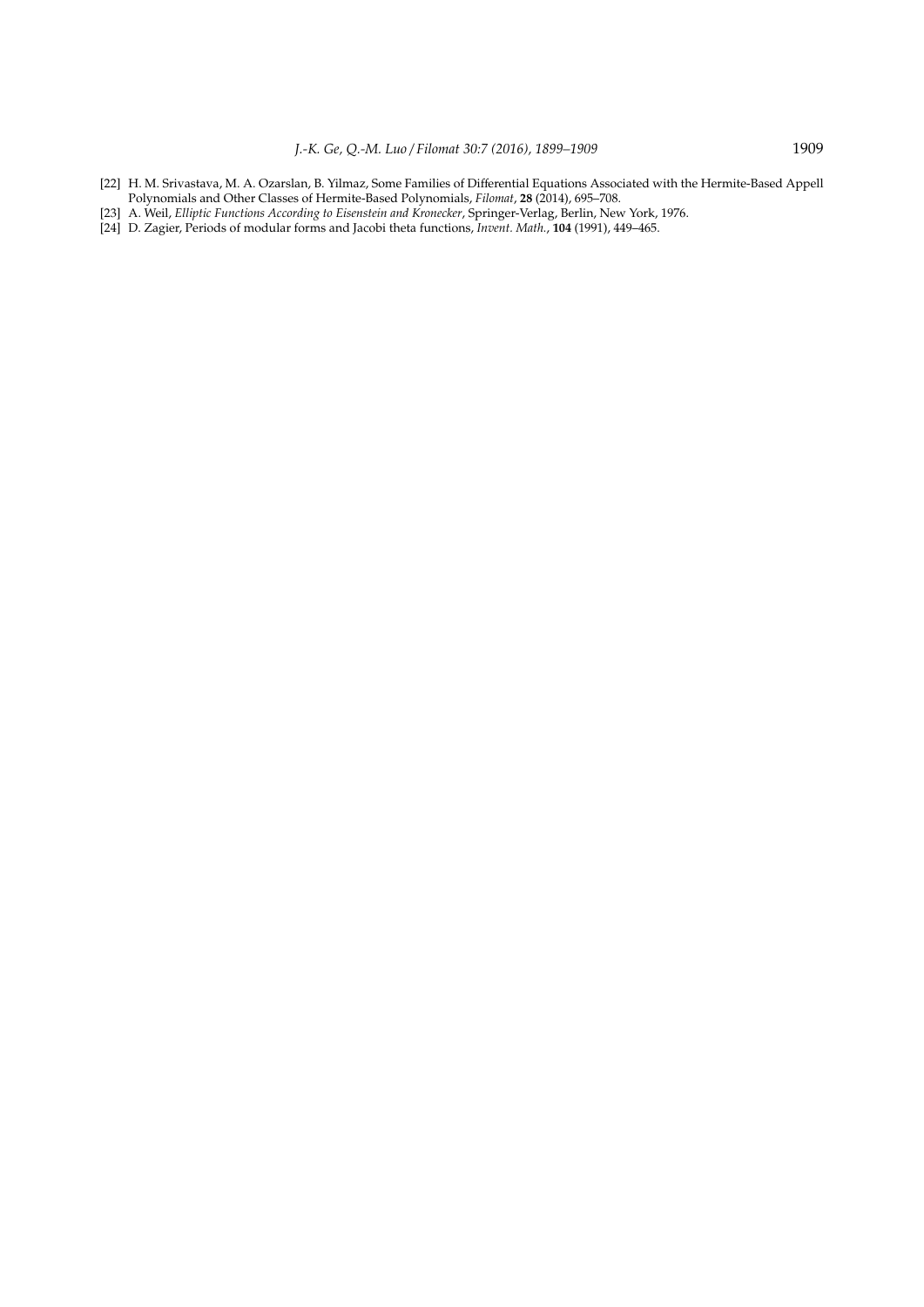[22] H. M. Srivastava, M. A. Ozarslan, B. Yilmaz, Some Families of Differential Equations Associated with the Hermite-Based Appell Polynomials and Other Classes of Hermite-Based Polynomials, *Filomat*, **28** (2014), 695–708.

[23] A. Weil, *Elliptic Functions According to Eisenstein and Kronecker*, Springer-Verlag, Berlin, New York, 1976.

[24] D. Zagier, Periods of modular forms and Jacobi theta functions, *Invent. Math.*, **104** (1991), 449–465.